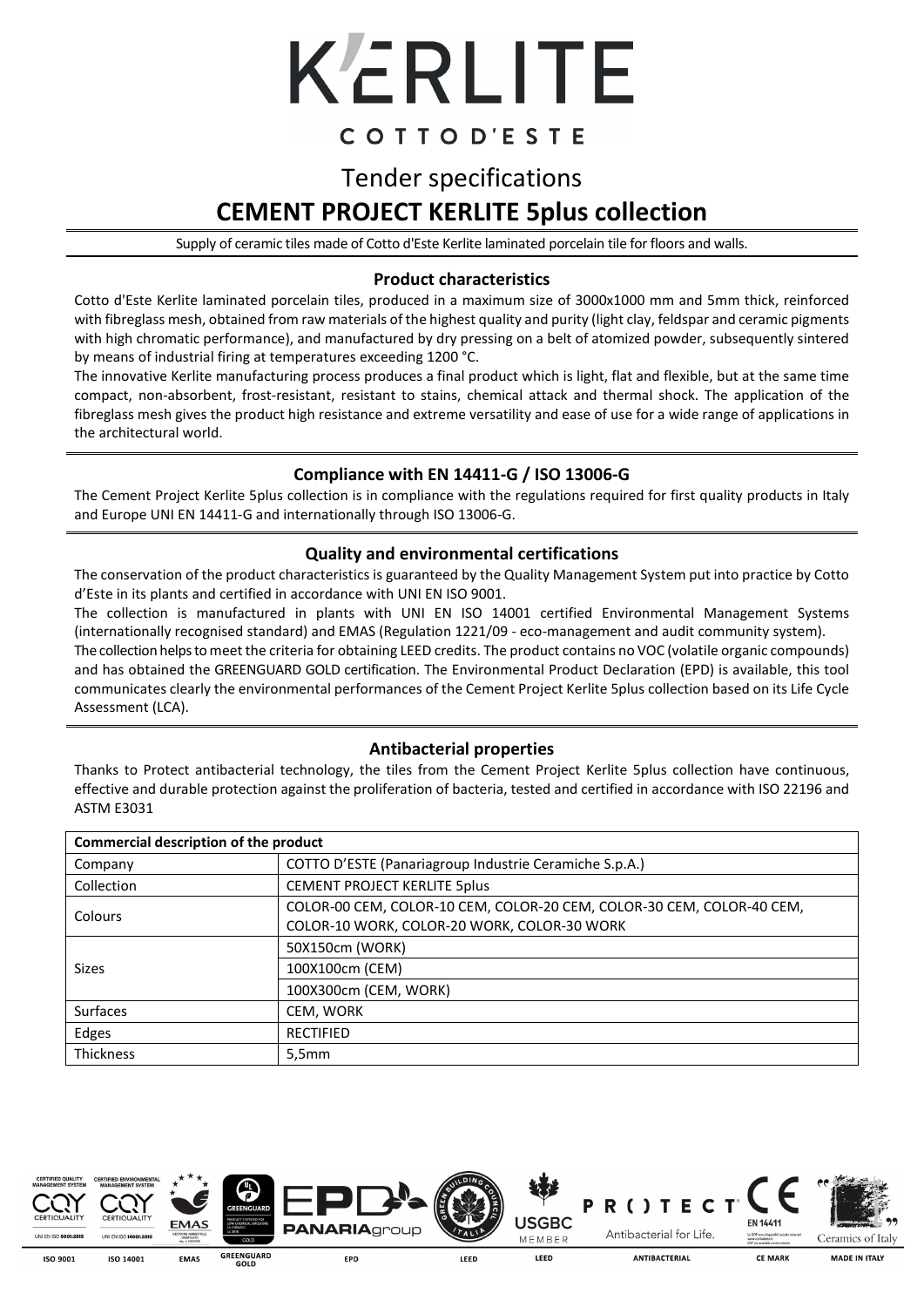# K'ERLITE

COTTO D'ESTE

## Tender specifications

## CEMENT PROJECT KERLITE 5plus collection

Supply of ceramic tiles made of Cotto d'Este Kerlite laminated porcelain tile for floors and walls.

### Product characteristics

Cotto d'Este Kerlite laminated porcelain tiles, produced in a maximum size of 3000x1000 mm and 5mm thick, reinforced with fibreglass mesh, obtained from raw materials of the highest quality and purity (light clay, feldspar and ceramic pigments with high chromatic performance), and manufactured by dry pressing on a belt of atomized powder, subsequently sintered by means of industrial firing at temperatures exceeding 1200 °C.

The innovative Kerlite manufacturing process produces a final product which is light, flat and flexible, but at the same time compact, non-absorbent, frost-resistant, resistant to stains, chemical attack and thermal shock. The application of the fibreglass mesh gives the product high resistance and extreme versatility and ease of use for a wide range of applications in the architectural world.

### Compliance with EN 14411-G / ISO 13006-G

The Cement Project Kerlite 5plus collection is in compliance with the regulations required for first quality products in Italy and Europe UNI EN 14411-G and internationally through ISO 13006-G.

### Quality and environmental certifications

The conservation of the product characteristics is guaranteed by the Quality Management System put into practice by Cotto d'Este in its plants and certified in accordance with UNI EN ISO 9001.

The collection is manufactured in plants with UNI EN ISO 14001 certified Environmental Management Systems (internationally recognised standard) and EMAS (Regulation 1221/09 - eco-management and audit community system).

The collection helps to meet the criteria for obtaining LEED credits. The product contains no VOC (volatile organic compounds) and has obtained the GREENGUARD GOLD certification. The Environmental Product Declaration (EPD) is available, this tool communicates clearly the environmental performances of the Cement Project Kerlite 5plus collection based on its Life Cycle Assessment (LCA).

### Antibacterial properties

Thanks to Protect antibacterial technology, the tiles from the Cement Project Kerlite 5plus collection have continuous, effective and durable protection against the proliferation of bacteria, tested and certified in accordance with ISO 22196 and ASTM E3031

| Commercial description of the product | |
|---|---|
| Company | COTTO D'ESTE (Panariagroup Industrie Ceramiche S.p.A.) |
| Collection | CEMENT PROJECT KERLITE 5plus |
| Colours | COLOR-00 CEM, COLOR-10 CEM, COLOR-20 CEM, COLOR-30 CEM, COLOR-40 CEM, COLOR-10 WORK, COLOR-20 WORK, COLOR-30 WORK |
| Sizes | 50X150cm (WORK) |
| | 100X100cm (CEM) |
| | 100X300cm (CEM, WORK) |
| Surfaces | CEM, WORK |
| Edges | RECTIFIED |
| Thickness | 5,5mm |

ISO 9001 | ISO 14001 | EMAS | GREENGUARD GOLD | EPD | LEED | LEED | ANTIBACTERIAL | CE MARK | MADE IN ITALY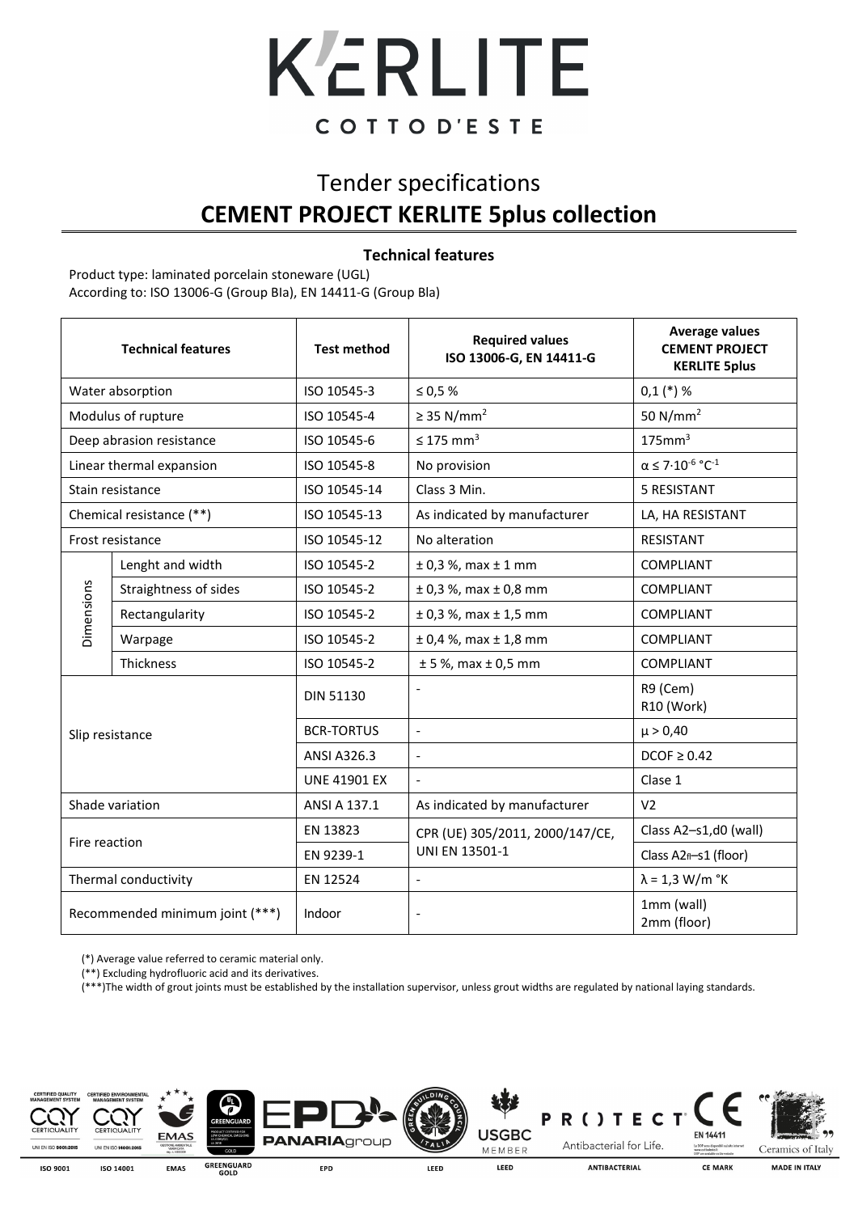# K'ERLITE

COTTO D'ESTE

## Tender specifications
## CEMENT PROJECT KERLITE 5plus collection

### Technical features

Product type: laminated porcelain stoneware (UGL)
According to: ISO 13006-G (Group BIa), EN 14411-G (Group BIa)

| Technical features | | Test method | Required values ISO 13006-G, EN 14411-G | Average values CEMENT PROJECT KERLITE 5plus |
|---|---|---|---|---|
| Water absorption | | ISO 10545-3 | ≤ 0,5 % | 0,1 (*) % |
| Modulus of rupture | | ISO 10545-4 | ≥ 35 N/mm$^2$ | 50 N/mm$^2$ |
| Deep abrasion resistance | | ISO 10545-6 | ≤ 175 mm$^3$ | 175mm$^3$ |
| Linear thermal expansion | | ISO 10545-8 | No provision | $\alpha \leq 7 \cdot 10^{-6}$ °C$^{-1}$ |
| Stain resistance | | ISO 10545-14 | Class 3 Min. | 5 RESISTANT |
| Chemical resistance (**) | | ISO 10545-13 | As indicated by manufacturer | LA, HA RESISTANT |
| Frost resistance | | ISO 10545-12 | No alteration | RESISTANT |
| Dimensions | Lenght and width | ISO 10545-2 | ± 0,3 %, max ± 1 mm | COMPLIANT |
| | Straightness of sides | ISO 10545-2 | ± 0,3 %, max ± 0,8 mm | COMPLIANT |
| | Rectangularity | ISO 10545-2 | ± 0,3 %, max ± 1,5 mm | COMPLIANT |
| | Warpage | ISO 10545-2 | ± 0,4 %, max ± 1,8 mm | COMPLIANT |
| | Thickness | ISO 10545-2 | ± 5 %, max ± 0,5 mm | COMPLIANT |
| Slip resistance | | DIN 51130 | - | R9 (Cem) R10 (Work) |
| | | BCR-TORTUS | - | μ > 0,40 |
| | | ANSI A326.3 | - | DCOF ≥ 0.42 |
| | | UNE 41901 EX | - | Clase 1 |
| Shade variation | | ANSI A 137.1 | As indicated by manufacturer | V2 |
| Fire reaction | | EN 13823 | CPR (UE) 305/2011, 2000/147/CE, UNI EN 13501-1 | Class A2–s1,d0 (wall) |
| | | EN 9239-1 | | Class A2fl–s1 (floor) |
| Thermal conductivity | | EN 12524 | - | λ = 1,3 W/m °K |
| Recommended minimum joint (***) | | Indoor | - | 1mm (wall) 2mm (floor) |

(*) Average value referred to ceramic material only.
(**) Excluding hydrofluoric acid and its derivatives.
(***)The width of grout joints must be established by the installation supervisor, unless grout widths are regulated by national laying standards.

ISO 9001 | ISO 14001 | EMAS | GREENGUARD GOLD | EPD | LEED | LEED | ANTIBACTERIAL | CE MARK | MADE IN ITALY